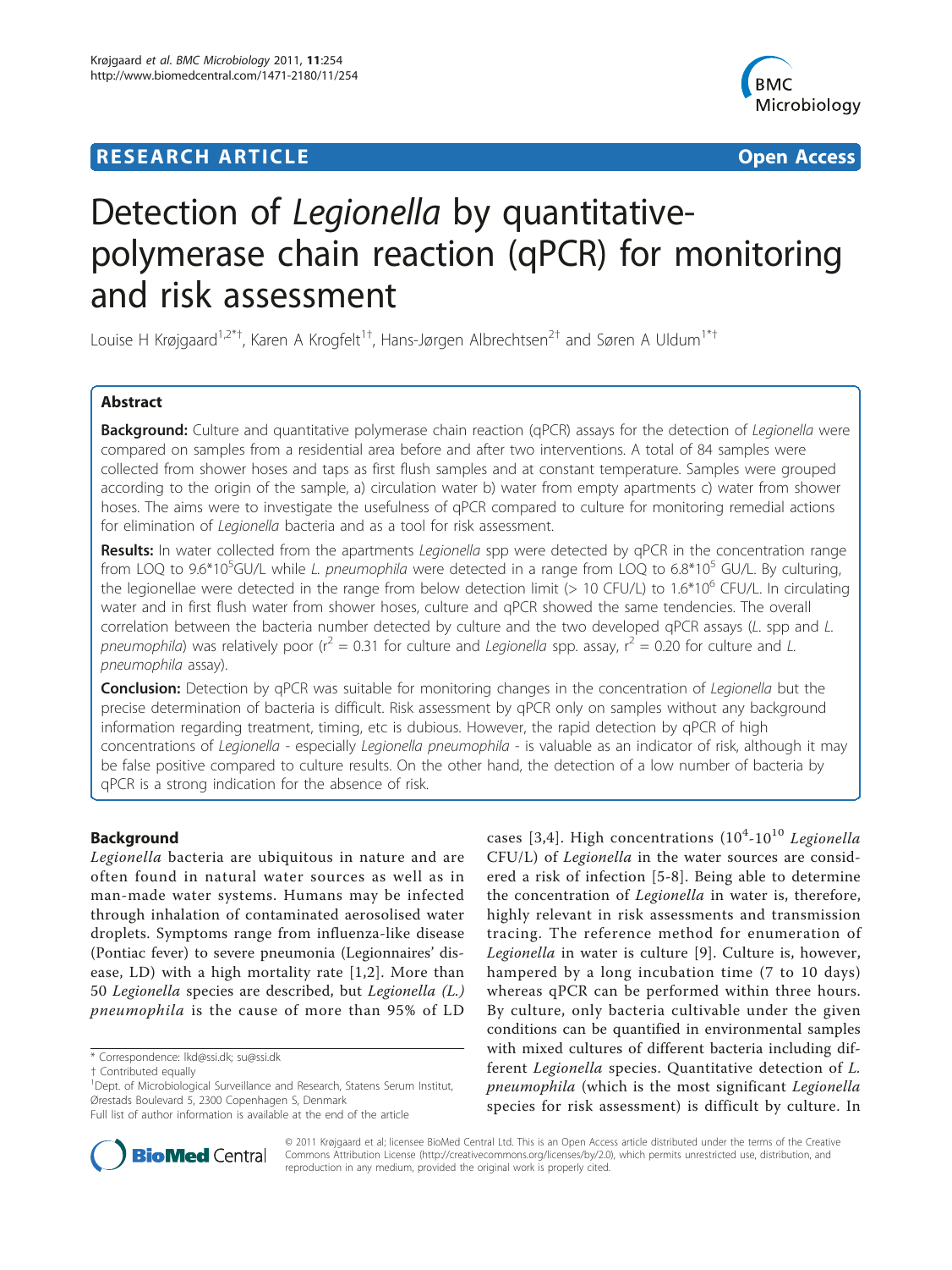# RESEARCH ARTICLE

Open Access

# Detection of *Legionella* by quantitative-polymerase chain reaction (qPCR) for monitoring and risk assessment

Louise H Krøjgaard[1,2*†], Karen A Krogfelt[1†], Hans-Jørgen Albrechtsen[2†] and Søren A Uldum[1*†]

## Abstract

**Background:** Culture and quantitative polymerase chain reaction (qPCR) assays for the detection of *Legionella* were compared on samples from a residential area before and after two interventions. A total of 84 samples were collected from shower hoses and taps as first flush samples and at constant temperature. Samples were grouped according to the origin of the sample, a) circulation water b) water from empty apartments c) water from shower hoses. The aims were to investigate the usefulness of qPCR compared to culture for monitoring remedial actions for elimination of *Legionella* bacteria and as a tool for risk assessment.

**Results:** In water collected from the apartments *Legionella* spp were detected by qPCR in the concentration range from LOQ to $9.6*10^5$GU/L while *L. pneumophila* were detected in a range from LOQ to $6.8*10^5$ GU/L. By culturing, the legionellae were detected in the range from below detection limit (> 10 CFU/L) to $1.6*10^6$ CFU/L. In circulating water and in first flush water from shower hoses, culture and qPCR showed the same tendencies. The overall correlation between the bacteria number detected by culture and the two developed qPCR assays (*L.* spp and *L. pneumophila*) was relatively poor ($r^2$ = 0.31 for culture and *Legionella* spp. assay, $r^2$ = 0.20 for culture and *L. pneumophila* assay).

**Conclusion:** Detection by qPCR was suitable for monitoring changes in the concentration of *Legionella* but the precise determination of bacteria is difficult. Risk assessment by qPCR only on samples without any background information regarding treatment, timing, etc is dubious. However, the rapid detection by qPCR of high concentrations of *Legionella* - especially *Legionella pneumophila* - is valuable as an indicator of risk, although it may be false positive compared to culture results. On the other hand, the detection of a low number of bacteria by qPCR is a strong indication for the absence of risk.

## Background

*Legionella* bacteria are ubiquitous in nature and are often found in natural water sources as well as in man-made water systems. Humans may be infected through inhalation of contaminated aerosolised water droplets. Symptoms range from influenza-like disease (Pontiac fever) to severe pneumonia (Legionnaires' disease, LD) with a high mortality rate [1,2]. More than 50 *Legionella* species are described, but *Legionella (L.) pneumophila* is the cause of more than 95% of LD cases [3,4]. High concentrations ($10^4$-$10^{10}$ *Legionella* CFU/L) of *Legionella* in the water sources are considered a risk of infection [5-8]. Being able to determine the concentration of *Legionella* in water is, therefore, highly relevant in risk assessments and transmission tracing. The reference method for enumeration of *Legionella* in water is culture [9]. Culture is, however, hampered by a long incubation time (7 to 10 days) whereas qPCR can be performed within three hours. By culture, only bacteria cultivable under the given conditions can be quantified in environmental samples with mixed cultures of different bacteria including different *Legionella* species. Quantitative detection of *L. pneumophila* (which is the most significant *Legionella* species for risk assessment) is difficult by culture. In

* Correspondence: lkd@ssi.dk; su@ssi.dk
† Contributed equally
[1]Dept. of Microbiological Surveillance and Research, Statens Serum Institut, Ørestads Boulevard 5, 2300 Copenhagen S, Denmark
Full list of author information is available at the end of the article

© 2011 Krøjgaard et al; licensee BioMed Central Ltd. This is an Open Access article distributed under the terms of the Creative Commons Attribution License (http://creativecommons.org/licenses/by/2.0), which permits unrestricted use, distribution, and reproduction in any medium, provided the original work is properly cited.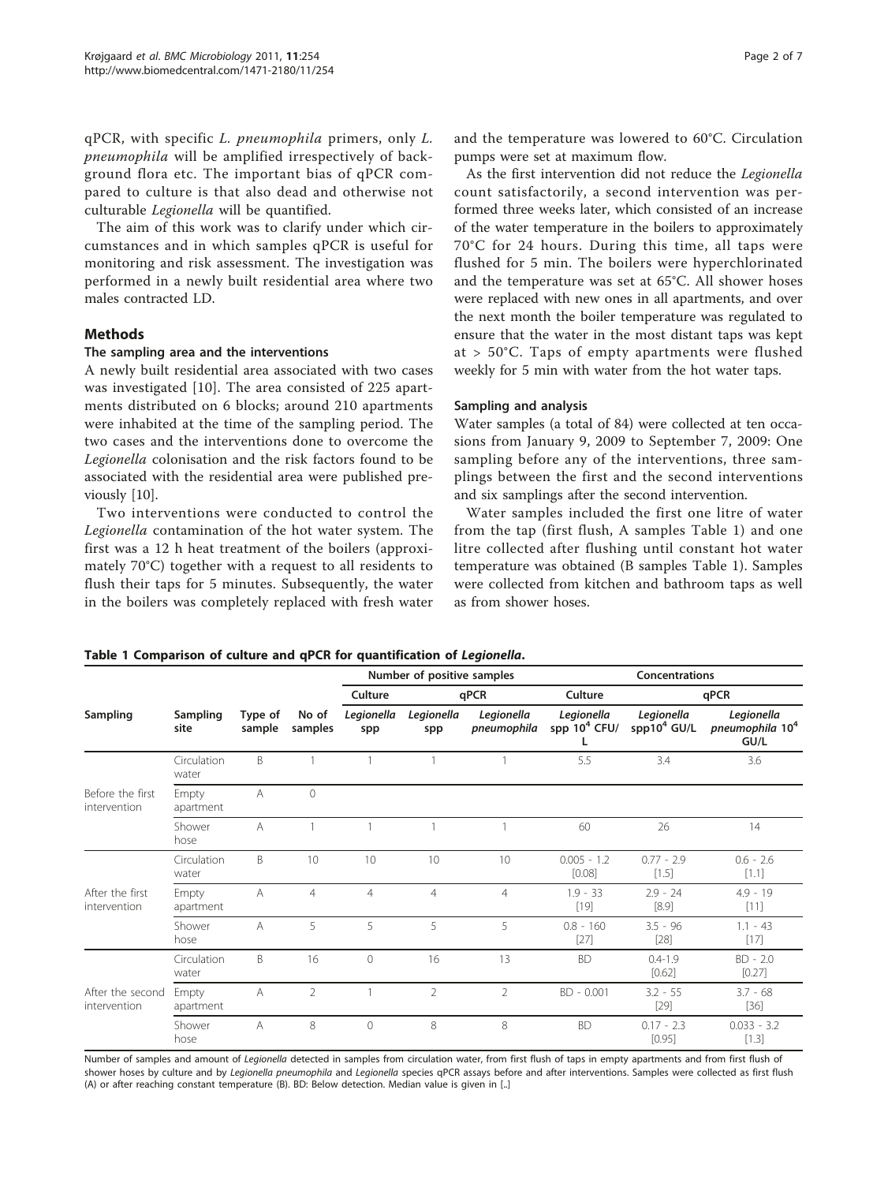qPCR, with specific *L. pneumophila* primers, only *L. pneumophila* will be amplified irrespectively of background flora etc. The important bias of qPCR compared to culture is that also dead and otherwise not culturable *Legionella* will be quantified.

The aim of this work was to clarify under which circumstances and in which samples qPCR is useful for monitoring and risk assessment. The investigation was performed in a newly built residential area where two males contracted LD.

## Methods

### The sampling area and the interventions

A newly built residential area associated with two cases was investigated [10]. The area consisted of 225 apartments distributed on 6 blocks; around 210 apartments were inhabited at the time of the sampling period. The two cases and the interventions done to overcome the *Legionella* colonisation and the risk factors found to be associated with the residential area were published previously [10].

Two interventions were conducted to control the *Legionella* contamination of the hot water system. The first was a 12 h heat treatment of the boilers (approximately 70°C) together with a request to all residents to flush their taps for 5 minutes. Subsequently, the water in the boilers was completely replaced with fresh water and the temperature was lowered to 60°C. Circulation pumps were set at maximum flow.

As the first intervention did not reduce the *Legionella* count satisfactorily, a second intervention was performed three weeks later, which consisted of an increase of the water temperature in the boilers to approximately 70°C for 24 hours. During this time, all taps were flushed for 5 min. The boilers were hyperchlorinated and the temperature was set at 65°C. All shower hoses were replaced with new ones in all apartments, and over the next month the boiler temperature was regulated to ensure that the water in the most distant taps was kept at > 50°C. Taps of empty apartments were flushed weekly for 5 min with water from the hot water taps.

### Sampling and analysis

Water samples (a total of 84) were collected at ten occasions from January 9, 2009 to September 7, 2009: One sampling before any of the interventions, three samplings between the first and the second interventions and six samplings after the second intervention.

Water samples included the first one litre of water from the tap (first flush, A samples Table 1) and one litre collected after flushing until constant hot water temperature was obtained (B samples Table 1). Samples were collected from kitchen and bathroom taps as well as from shower hoses.

**Table 1 Comparison of culture and qPCR for quantification of *Legionella*.**

| Sampling | Sampling site | Type of sample | No of samples | Number of positive samples | | | Concentrations | | |
|---|---|---|---|---|---|---|---|---|---|
| | | | | Culture | qPCR | | Culture | qPCR | |
| | | | | *Legionella* spp | *Legionella* spp | *Legionella pneumophila* | *Legionella* spp $10^4$ CFU/L | *Legionella* spp$10^4$ GU/L | *Legionella pneumophila* $10^4$ GU/L |
| Before the first intervention | Circulation water | B | 1 | 1 | 1 | 1 | 5.5 | 3.4 | 3.6 |
| | Empty apartment | A | 0 | | | | | | |
| | Shower hose | A | 1 | 1 | 1 | 1 | 60 | 26 | 14 |
| After the first intervention | Circulation water | B | 10 | 10 | 10 | 10 | 0.005 - 1.2 [0.08] | 0.77 - 2.9 [1.5] | 0.6 - 2.6 [1.1] |
| | Empty apartment | A | 4 | 4 | 4 | 4 | 1.9 - 33 [19] | 2.9 - 24 [8.9] | 4.9 - 19 [11] |
| | Shower hose | A | 5 | 5 | 5 | 5 | 0.8 - 160 [27] | 3.5 - 96 [28] | 1.1 - 43 [17] |
| After the second intervention | Circulation water | B | 16 | 0 | 16 | 13 | BD | 0.4-1.9 [0.62] | BD - 2.0 [0.27] |
| | Empty apartment | A | 2 | 1 | 2 | 2 | BD - 0.001 | 3.2 - 55 [29] | 3.7 - 68 [36] |
| | Shower hose | A | 8 | 0 | 8 | 8 | BD | 0.17 - 2.3 [0.95] | 0.033 - 3.2 [1.3] |

Number of samples and amount of *Legionella* detected in samples from circulation water, from first flush of taps in empty apartments and from first flush of shower hoses by culture and by *Legionella pneumophila* and *Legionella* species qPCR assays before and after interventions. Samples were collected as first flush (A) or after reaching constant temperature (B). BD: Below detection. Median value is given in [..]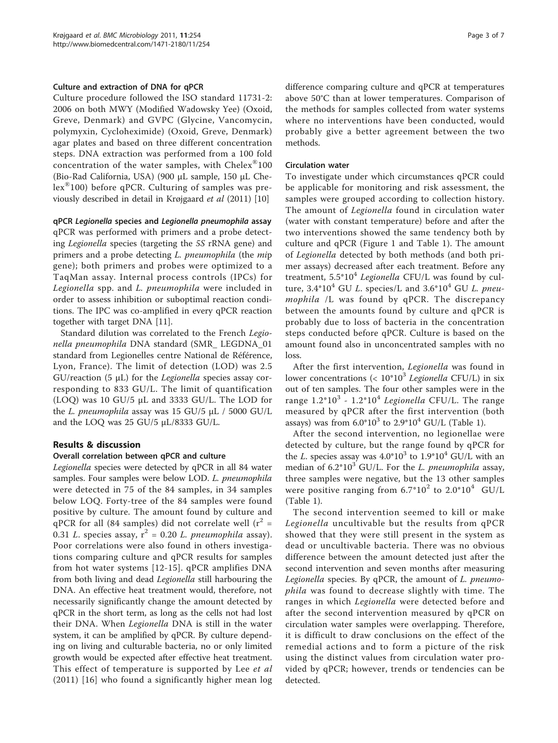### Culture and extraction of DNA for qPCR

Culture procedure followed the ISO standard 11731-2: 2006 on both MWY (Modified Wadowsky Yee) (Oxoid, Greve, Denmark) and GVPC (Glycine, Vancomycin, polymyxin, Cycloheximide) (Oxoid, Greve, Denmark) agar plates and based on three different concentration steps. DNA extraction was performed from a 100 fold concentration of the water samples, with Chelex®100 (Bio-Rad California, USA) (900 μL sample, 150 μL Chelex®100) before qPCR. Culturing of samples was previously described in detail in Krøjgaard *et al* (2011) [10]

#### qPCR *Legionella* species and *Legionella pneumophila* assay

qPCR was performed with primers and a probe detecting *Legionella* species (targeting the *5S* rRNA gene) and primers and a probe detecting *L. pneumophila* (the *mi*p gene); both primers and probes were optimized to a TaqMan assay. Internal process controls (IPCs) for *Legionella* spp. and *L. pneumophila* were included in order to assess inhibition or suboptimal reaction conditions. The IPC was co-amplified in every qPCR reaction together with target DNA [11].

Standard dilution was correlated to the French *Legionella pneumophila* DNA standard (SMR_ LEGDNA_01 standard from Legionelles centre National de Référence, Lyon, France). The limit of detection (LOD) was 2.5 GU/reaction (5 μL) for the *Legionella* species assay corresponding to 833 GU/L. The limit of quantification (LOQ) was 10 GU/5 μL and 3333 GU/L. The LOD for the *L. pneumophila* assay was 15 GU/5 μL / 5000 GU/L and the LOQ was 25 GU/5 μL/8333 GU/L.

## Results & discussion

### Overall correlation between qPCR and culture

*Legionella* species were detected by qPCR in all 84 water samples. Four samples were below LOD. *L. pneumophila* were detected in 75 of the 84 samples, in 34 samples below LOQ. Forty-tree of the 84 samples were found positive by culture. The amount found by culture and qPCR for all (84 samples) did not correlate well ($r^2$ = 0.31 *L.* species assay, $r^2$ = 0.20 *L. pneumophila* assay). Poor correlations were also found in others investigations comparing culture and qPCR results for samples from hot water systems [12-15]. qPCR amplifies DNA from both living and dead *Legionella* still harbouring the DNA. An effective heat treatment would, therefore, not necessarily significantly change the amount detected by qPCR in the short term, as long as the cells not had lost their DNA. When *Legionella* DNA is still in the water system, it can be amplified by qPCR. By culture depending on living and culturable bacteria, no or only limited growth would be expected after effective heat treatment. This effect of temperature is supported by Lee *et al* (2011) [16] who found a significantly higher mean log difference comparing culture and qPCR at temperatures above 50°C than at lower temperatures. Comparison of the methods for samples collected from water systems where no interventions have been conducted, would probably give a better agreement between the two methods.

### Circulation water

To investigate under which circumstances qPCR could be applicable for monitoring and risk assessment, the samples were grouped according to collection history. The amount of *Legionella* found in circulation water (water with constant temperature) before and after the two interventions showed the same tendency both by culture and qPCR (Figure 1 and Table 1). The amount of *Legionella* detected by both methods (and both primer assays) decreased after each treatment. Before any treatment, $5.5*10^4$ *Legionella* CFU/L was found by culture, $3.4*10^4$ GU *L.* species/L and $3.6*10^4$ GU *L. pneumophila* /L was found by qPCR. The discrepancy between the amounts found by culture and qPCR is probably due to loss of bacteria in the concentration steps conducted before qPCR. Culture is based on the amount found also in unconcentrated samples with no loss.

After the first intervention, *Legionella* was found in lower concentrations (< $10*10^3$ *Legionella* CFU/L) in six out of ten samples. The four other samples were in the range $1.2*10^3$ - $1.2*10^4$ *Legionella* CFU/L. The range measured by qPCR after the first intervention (both assays) was from $6.0*10^3$ to $2.9*10^4$ GU/L (Table 1).

After the second intervention, no legionellae were detected by culture, but the range found by qPCR for the *L.* species assay was $4.0*10^3$ to $1.9*10^4$ GU/L with an median of $6.2*10^3$ GU/L. For the *L. pneumophila* assay, three samples were negative, but the 13 other samples were positive ranging from $6.7*10^2$ to $2.0*10^4$ GU/L (Table 1).

The second intervention seemed to kill or make *Legionella* uncultivable but the results from qPCR showed that they were still present in the system as dead or uncultivable bacteria. There was no obvious difference between the amount detected just after the second intervention and seven months after measuring *Legionella* species. By qPCR, the amount of *L. pneumophila* was found to decrease slightly with time. The ranges in which *Legionella* were detected before and after the second intervention measured by qPCR on circulation water samples were overlapping. Therefore, it is difficult to draw conclusions on the effect of the remedial actions and to form a picture of the risk using the distinct values from circulation water provided by qPCR; however, trends or tendencies can be detected.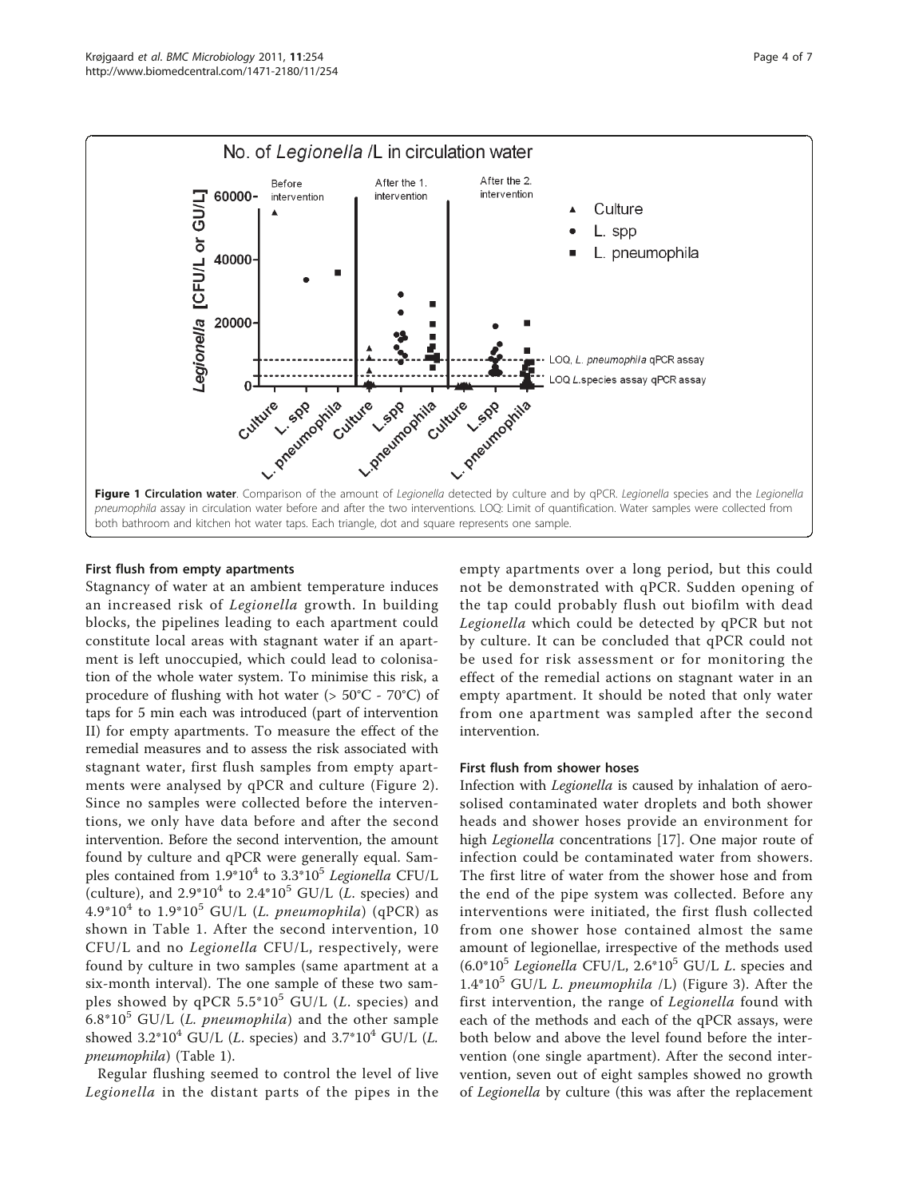**Figure 1 Circulation water**. Comparison of the amount of *Legionella* detected by culture and by qPCR. *Legionella* species and the *Legionella pneumophila* assay in circulation water before and after the two interventions. LOQ: Limit of quantification. Water samples were collected from both bathroom and kitchen hot water taps. Each triangle, dot and square represents one sample.

### First flush from empty apartments

Stagnancy of water at an ambient temperature induces an increased risk of *Legionella* growth. In building blocks, the pipelines leading to each apartment could constitute local areas with stagnant water if an apartment is left unoccupied, which could lead to colonisation of the whole water system. To minimise this risk, a procedure of flushing with hot water (> 50°C - 70°C) of taps for 5 min each was introduced (part of intervention II) for empty apartments. To measure the effect of the remedial measures and to assess the risk associated with stagnant water, first flush samples from empty apartments were analysed by qPCR and culture (Figure 2). Since no samples were collected before the interventions, we only have data before and after the second intervention. Before the second intervention, the amount found by culture and qPCR were generally equal. Samples contained from $1.9*10^4$ to $3.3*10^5$ *Legionella* CFU/L (culture), and $2.9*10^4$ to $2.4*10^5$ GU/L (*L.* species) and $4.9*10^4$ to $1.9*10^5$ GU/L (*L. pneumophila*) (qPCR) as shown in Table 1. After the second intervention, 10 CFU/L and no *Legionella* CFU/L, respectively, were found by culture in two samples (same apartment at a six-month interval). The one sample of these two samples showed by qPCR $5.5*10^5$ GU/L (*L.* species) and $6.8*10^5$ GU/L (*L. pneumophila*) and the other sample showed $3.2*10^4$ GU/L (*L.* species) and $3.7*10^4$ GU/L (*L. pneumophila*) (Table 1).

Regular flushing seemed to control the level of live *Legionella* in the distant parts of the pipes in the empty apartments over a long period, but this could not be demonstrated with qPCR. Sudden opening of the tap could probably flush out biofilm with dead *Legionella* which could be detected by qPCR but not by culture. It can be concluded that qPCR could not be used for risk assessment or for monitoring the effect of the remedial actions on stagnant water in an empty apartment. It should be noted that only water from one apartment was sampled after the second intervention.

### First flush from shower hoses

Infection with *Legionella* is caused by inhalation of aerosolised contaminated water droplets and both shower heads and shower hoses provide an environment for high *Legionella* concentrations [17]. One major route of infection could be contaminated water from showers. The first litre of water from the shower hose and from the end of the pipe system was collected. Before any interventions were initiated, the first flush collected from one shower hose contained almost the same amount of legionellae, irrespective of the methods used ($6.0*10^5$ *Legionella* CFU/L, $2.6*10^5$ GU/L *L.* species and $1.4*10^5$ GU/L *L. pneumophila* /L) (Figure 3). After the first intervention, the range of *Legionella* found with each of the methods and each of the qPCR assays, were both below and above the level found before the intervention (one single apartment). After the second intervention, seven out of eight samples showed no growth of *Legionella* by culture (this was after the replacement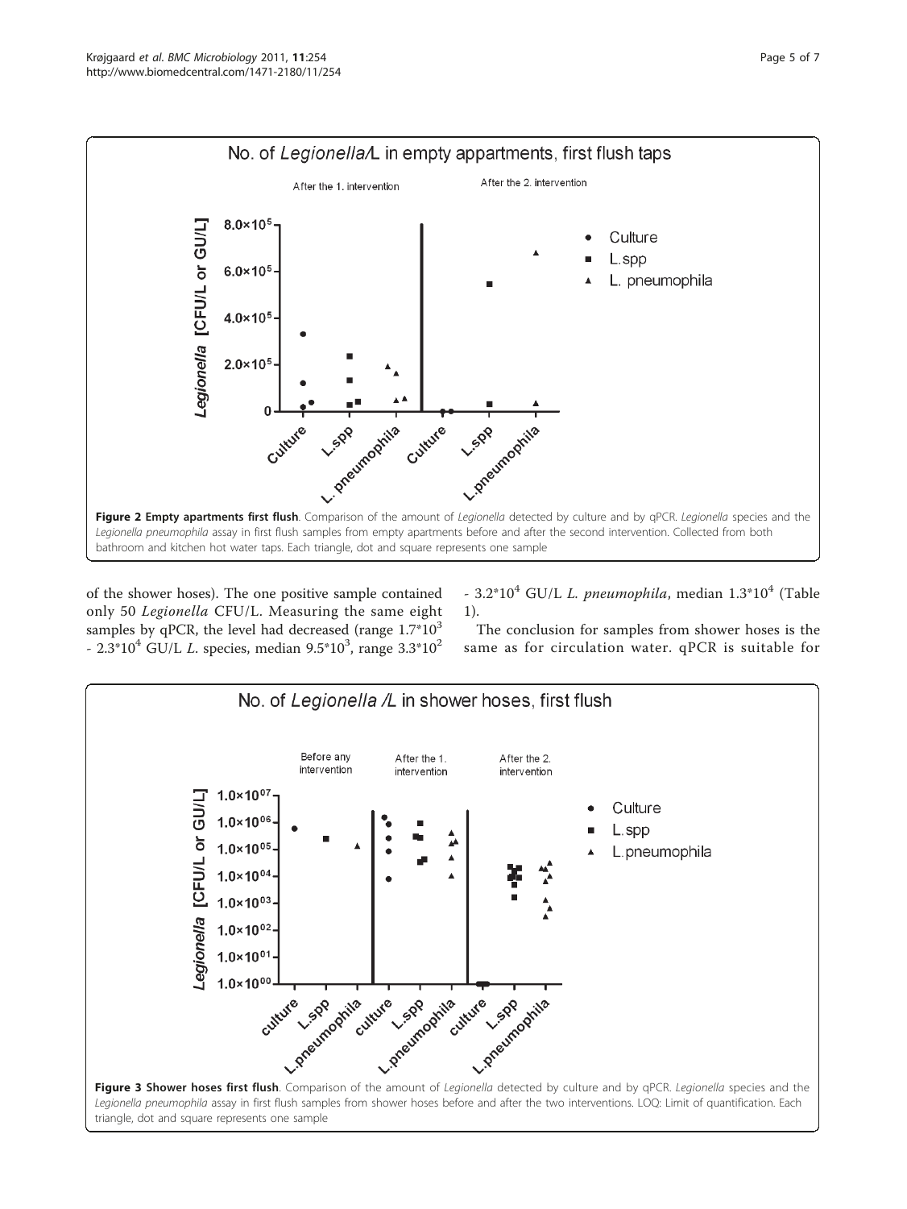Figure 2 **Empty apartments first flush**. Comparison of the amount of *Legionella* detected by culture and by qPCR. *Legionella* species and the *Legionella pneumophila* assay in first flush samples from empty apartments before and after the second intervention. Collected from both bathroom and kitchen hot water taps. Each triangle, dot and square represents one sample

of the shower hoses). The one positive sample contained only 50 *Legionella* CFU/L. Measuring the same eight samples by qPCR, the level had decreased (range $1.7*10^3$ - $2.3*10^4$ GU/L *L.* species, median $9.5*10^3$, range $3.3*10^2$ - $3.2*10^4$ GU/L *L. pneumophila*, median $1.3*10^4$ (Table 1).

The conclusion for samples from shower hoses is the same as for circulation water. qPCR is suitable for

Figure 3 **Shower hoses first flush**. Comparison of the amount of *Legionella* detected by culture and by qPCR. *Legionella* species and the *Legionella pneumophila* assay in first flush samples from shower hoses before and after the two interventions. LOQ: Limit of quantification. Each triangle, dot and square represents one sample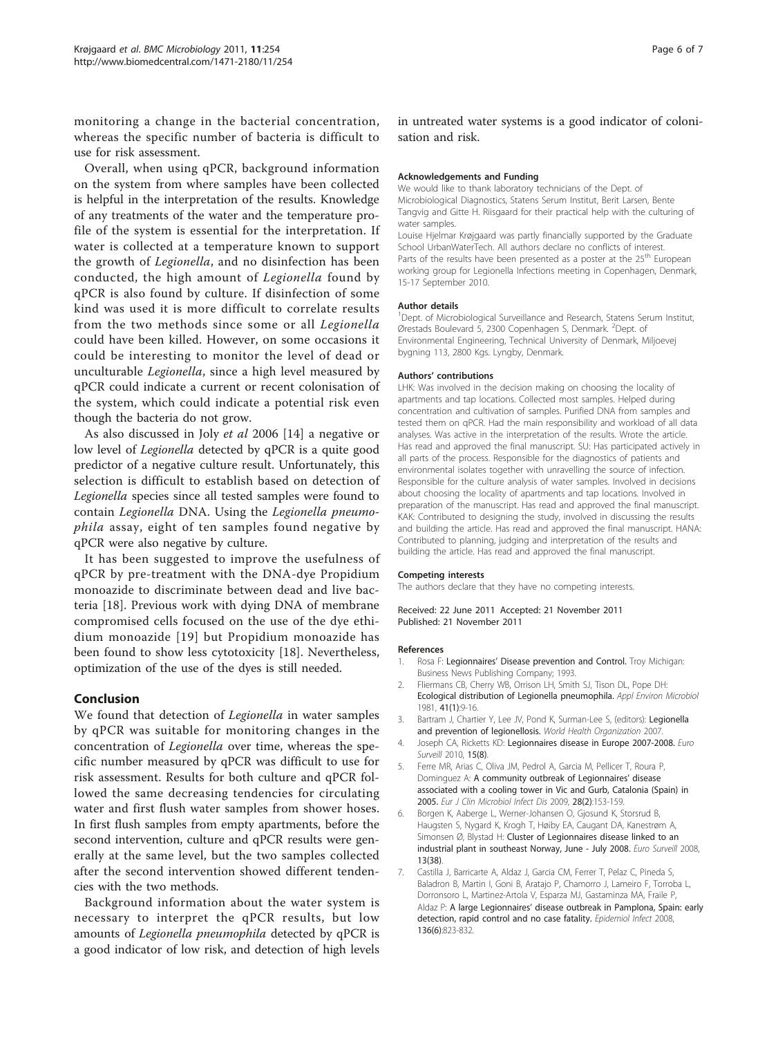monitoring a change in the bacterial concentration, whereas the specific number of bacteria is difficult to use for risk assessment.

Overall, when using qPCR, background information on the system from where samples have been collected is helpful in the interpretation of the results. Knowledge of any treatments of the water and the temperature profile of the system is essential for the interpretation. If water is collected at a temperature known to support the growth of *Legionella*, and no disinfection has been conducted, the high amount of *Legionella* found by qPCR is also found by culture. If disinfection of some kind was used it is more difficult to correlate results from the two methods since some or all *Legionella* could have been killed. However, on some occasions it could be interesting to monitor the level of dead or unculturable *Legionella*, since a high level measured by qPCR could indicate a current or recent colonisation of the system, which could indicate a potential risk even though the bacteria do not grow.

As also discussed in Joly *et al* 2006 [14] a negative or low level of *Legionella* detected by qPCR is a quite good predictor of a negative culture result. Unfortunately, this selection is difficult to establish based on detection of *Legionella* species since all tested samples were found to contain *Legionella* DNA. Using the *Legionella pneumophila* assay, eight of ten samples found negative by qPCR were also negative by culture.

It has been suggested to improve the usefulness of qPCR by pre-treatment with the DNA-dye Propidium monoazide to discriminate between dead and live bacteria [18]. Previous work with dying DNA of membrane compromised cells focused on the use of the dye ethidium monoazide [19] but Propidium monoazide has been found to show less cytotoxicity [18]. Nevertheless, optimization of the use of the dyes is still needed.

## Conclusion

We found that detection of *Legionella* in water samples by qPCR was suitable for monitoring changes in the concentration of *Legionella* over time, whereas the specific number measured by qPCR was difficult to use for risk assessment. Results for both culture and qPCR followed the same decreasing tendencies for circulating water and first flush water samples from shower hoses. In first flush samples from empty apartments, before the second intervention, culture and qPCR results were generally at the same level, but the two samples collected after the second intervention showed different tendencies with the two methods.

Background information about the water system is necessary to interpret the qPCR results, but low amounts of *Legionella pneumophila* detected by qPCR is a good indicator of low risk, and detection of high levels in untreated water systems is a good indicator of colonisation and risk.

#### Acknowledgements and Funding

We would like to thank laboratory technicians of the Dept. of Microbiological Diagnostics, Statens Serum Institut, Berit Larsen, Bente Tangvig and Gitte H. Riisgaard for their practical help with the culturing of water samples.

Louise Hjelmar Krøjgaard was partly financially supported by the Graduate School UrbanWaterTech. All authors declare no conflicts of interest.

Parts of the results have been presented as a poster at the 25th European working group for Legionella Infections meeting in Copenhagen, Denmark, 15-17 September 2010.

#### Author details

[1]Dept. of Microbiological Surveillance and Research, Statens Serum Institut, Ørestads Boulevard 5, 2300 Copenhagen S, Denmark. [2]Dept. of Environmental Engineering, Technical University of Denmark, Miljoevej bygning 113, 2800 Kgs. Lyngby, Denmark.

#### Authors' contributions

LHK: Was involved in the decision making on choosing the locality of apartments and tap locations. Collected most samples. Helped during concentration and cultivation of samples. Purified DNA from samples and tested them on qPCR. Had the main responsibility and workload of all data analyses. Was active in the interpretation of the results. Wrote the article. Has read and approved the final manuscript. SU: Has participated actively in all parts of the process. Responsible for the diagnostics of patients and environmental isolates together with unravelling the source of infection. Responsible for the culture analysis of water samples. Involved in decisions about choosing the locality of apartments and tap locations. Involved in preparation of the manuscript. Has read and approved the final manuscript. KAK: Contributed to designing the study, involved in discussing the results and building the article. Has read and approved the final manuscript. HANA: Contributed to planning, judging and interpretation of the results and building the article. Has read and approved the final manuscript.

#### Competing interests

The authors declare that they have no competing interests.

Received: 22 June 2011 Accepted: 21 November 2011
Published: 21 November 2011

#### References

1. Rosa F: **Legionnaires' Disease prevention and Control.** Troy Michigan: Business News Publishing Company; 1993.
2. Fliermans CB, Cherry WB, Orrison LH, Smith SJ, Tison DL, Pope DH: **Ecological distribution of Legionella pneumophila.** *Appl Environ Microbiol* 1981, **41(1)**:9-16.
3. Bartram J, Chartier Y, Lee JV, Pond K, Surman-Lee S, (editors): **Legionella and prevention of legionellosis.** *World Health Organization* 2007.
4. Joseph CA, Ricketts KD: **Legionnaires disease in Europe 2007-2008.** *Euro Surveill* 2010, **15(8)**.
5. Ferre MR, Arias C, Oliva JM, Pedrol A, Garcia M, Pellicer T, Roura P, Dominguez A: **A community outbreak of Legionnaires' disease associated with a cooling tower in Vic and Gurb, Catalonia (Spain) in 2005.** *Eur J Clin Microbiol Infect Dis* 2009, **28(2)**:153-159.
6. Borgen K, Aaberge L, Werner-Johansen O, Gjosund K, Storsrud B, Haugsten S, Nygard K, Krogh T, Høiby EA, Caugant DA, Kanestrøm A, Simonsen Ø, Blystad H: **Cluster of Legionnaires disease linked to an industrial plant in southeast Norway, June - July 2008.** *Euro Surveill* 2008, **13(38)**.
7. Castilla J, Barricarte A, Aldaz J, Garcia CM, Ferrer T, Pelaz C, Pineda S, Baladron B, Martin I, Goni B, Aratajo P, Chamorro J, Lameiro F, Torroba L, Dorronsoro L, Martinez-Artola V, Esparza MJ, Gastaminza MA, Fraile P, Aldaz P: **A large Legionnaires' disease outbreak in Pamplona, Spain: early detection, rapid control and no case fatality.** *Epidemiol Infect* 2008, **136(6)**:823-832.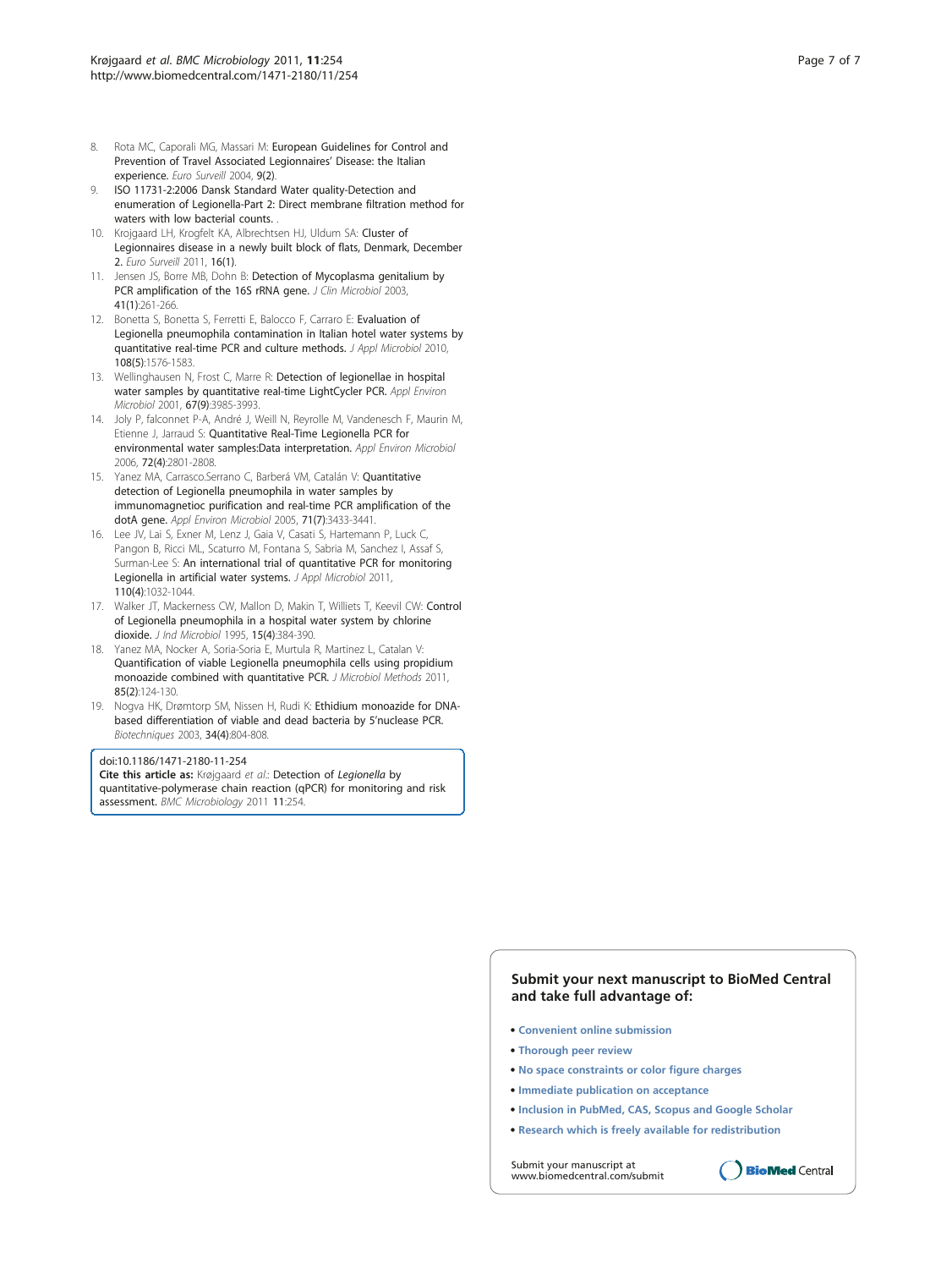8. Rota MC, Caporali MG, Massari M: **European Guidelines for Control and Prevention of Travel Associated Legionnaires' Disease: the Italian experience.** *Euro Surveill* 2004, **9(2)**.
9. ISO 11731-2:2006 Dansk Standard Water quality-Detection and enumeration of Legionella-Part 2: Direct membrane filtration method for waters with low bacterial counts. .
10. Krojgaard LH, Krogfelt KA, Albrechtsen HJ, Uldum SA: **Cluster of Legionnaires disease in a newly built block of flats, Denmark, December 2.** *Euro Surveill* 2011, **16(1)**.
11. Jensen JS, Borre MB, Dohn B: **Detection of Mycoplasma genitalium by PCR amplification of the 16S rRNA gene.** *J Clin Microbiol* 2003, **41(1)**:261-266.
12. Bonetta S, Bonetta S, Ferretti E, Balocco F, Carraro E: **Evaluation of Legionella pneumophila contamination in Italian hotel water systems by quantitative real-time PCR and culture methods.** *J Appl Microbiol* 2010, **108(5)**:1576-1583.
13. Wellinghausen N, Frost C, Marre R: **Detection of legionellae in hospital water samples by quantitative real-time LightCycler PCR.** *Appl Environ Microbiol* 2001, **67(9)**:3985-3993.
14. Joly P, falconnet P-A, André J, Weill N, Reyrolle M, Vandenesch F, Maurin M, Etienne J, Jarraud S: **Quantitative Real-Time Legionella PCR for environmental water samples:Data interpretation.** *Appl Environ Microbiol* 2006, **72(4)**:2801-2808.
15. Yanez MA, Carrasco.Serrano C, Barberá VM, Catalán V: **Quantitative detection of Legionella pneumophila in water samples by immunomagnetioc purification and real-time PCR amplification of the dotA gene.** *Appl Environ Microbiol* 2005, **71(7)**:3433-3441.
16. Lee JV, Lai S, Exner M, Lenz J, Gaia V, Casati S, Hartemann P, Luck C, Pangon B, Ricci ML, Scaturro M, Fontana S, Sabria M, Sanchez I, Assaf S, Surman-Lee S: **An international trial of quantitative PCR for monitoring Legionella in artificial water systems.** *J Appl Microbiol* 2011, **110(4)**:1032-1044.
17. Walker JT, Mackerness CW, Mallon D, Makin T, Williets T, Keevil CW: **Control of Legionella pneumophila in a hospital water system by chlorine dioxide.** *J Ind Microbiol* 1995, **15(4)**:384-390.
18. Yanez MA, Nocker A, Soria-Soria E, Murtula R, Martinez L, Catalan V: **Quantification of viable Legionella pneumophila cells using propidium monoazide combined with quantitative PCR.** *J Microbiol Methods* 2011, **85(2)**:124-130.
19. Nogva HK, Drømtorp SM, Nissen H, Rudi K: **Ethidium monoazide for DNA-based differentiation of viable and dead bacteria by 5'nuclease PCR.** *Biotechniques* 2003, **34(4)**:804-808.

doi:10.1186/1471-2180-11-254

**Cite this article as:** Krøjgaard *et al.*: Detection of *Legionella* by quantitative-polymerase chain reaction (qPCR) for monitoring and risk assessment. *BMC Microbiology* 2011 **11**:254.

**Submit your next manuscript to BioMed Central and take full advantage of:**

- **Convenient online submission**
- **Thorough peer review**
- **No space constraints or color figure charges**
- **Immediate publication on acceptance**
- **Inclusion in PubMed, CAS, Scopus and Google Scholar**
- **Research which is freely available for redistribution**

Submit your manuscript at
www.biomedcentral.com/submit

BioMed Central